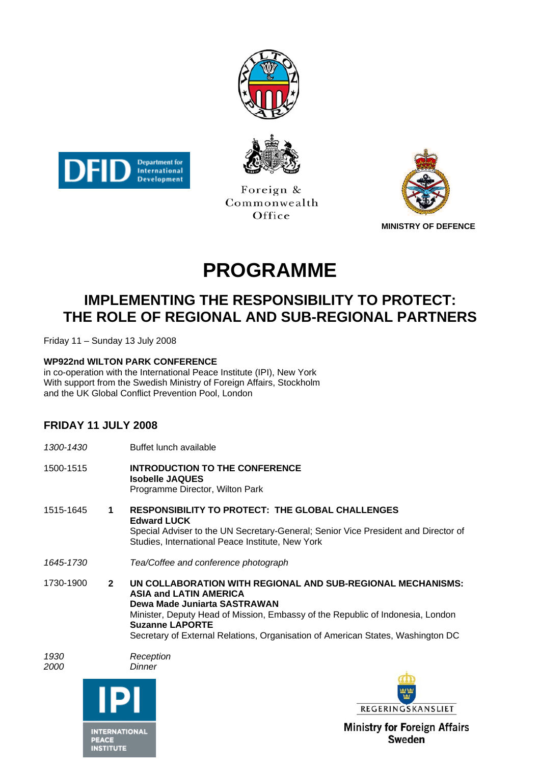Foreign & Commonwealth Office

MINISTRY OF DEFENCE

# PROGRAMME

## IMPLEMENTING THE RESPONSIBILITY TO PROTECT: THE ROLE OF REGIONAL AND SUB-REGIONAL PARTNERS

Friday 11 – Sunday 13 July 2008

**WP922nd WILTON PARK CONFERENCE**
in co-operation with the International Peace Institute (IPI), New York
With support from the Swedish Ministry of Foreign Affairs, Stockholm
and the UK Global Conflict Prevention Pool, London

### FRIDAY 11 JULY 2008

*1300-1430* Buffet lunch available

1500-1515 **INTRODUCTION TO THE CONFERENCE**
**Isobelle JAQUES**
Programme Director, Wilton Park

1515-1645 **1** **RESPONSIBILITY TO PROTECT: THE GLOBAL CHALLENGES**
**Edward LUCK**
Special Adviser to the UN Secretary-General; Senior Vice President and Director of Studies, International Peace Institute, New York

*1645-1730* *Tea/Coffee and conference photograph*

1730-1900 **2** **UN COLLABORATION WITH REGIONAL AND SUB-REGIONAL MECHANISMS: ASIA and LATIN AMERICA**
**Dewa Made Juniarta SASTRAWAN**
Minister, Deputy Head of Mission, Embassy of the Republic of Indonesia, London
**Suzanne LAPORTE**
Secretary of External Relations, Organisation of American States, Washington DC

*1930* *Reception*
*2000* *Dinner*

INTERNATIONAL PEACE INSTITUTE

REGERINGSKANSLIET
Ministry for Foreign Affairs Sweden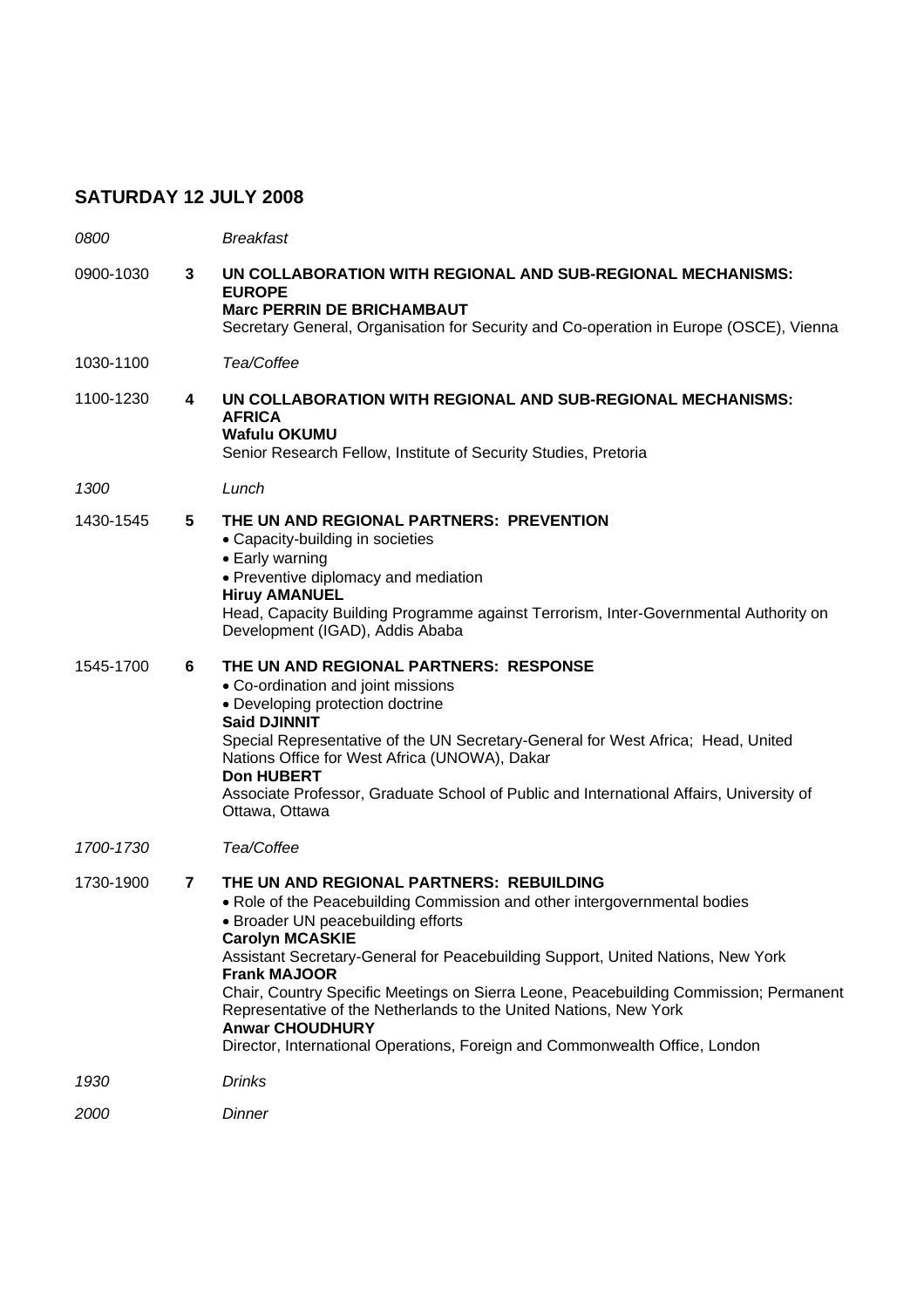## SATURDAY 12 JULY 2008

| | | |
|---|---|---|
| *0800* | | *Breakfast* |
| 0900-1030 | **3** | **UN COLLABORATION WITH REGIONAL AND SUB-REGIONAL MECHANISMS: EUROPE**<br>**Marc PERRIN DE BRICHAMBAUT**<br>Secretary General, Organisation for Security and Co-operation in Europe (OSCE), Vienna |
| 1030-1100 | | *Tea/Coffee* |
| 1100-1230 | **4** | **UN COLLABORATION WITH REGIONAL AND SUB-REGIONAL MECHANISMS: AFRICA**<br>**Wafulu OKUMU**<br>Senior Research Fellow, Institute of Security Studies, Pretoria |
| *1300* | | *Lunch* |
| 1430-1545 | **5** | **THE UN AND REGIONAL PARTNERS: PREVENTION**<br>• Capacity-building in societies<br>• Early warning<br>• Preventive diplomacy and mediation<br>**Hiruy AMANUEL**<br>Head, Capacity Building Programme against Terrorism, Inter-Governmental Authority on Development (IGAD), Addis Ababa |
| 1545-1700 | **6** | **THE UN AND REGIONAL PARTNERS: RESPONSE**<br>• Co-ordination and joint missions<br>• Developing protection doctrine<br>**Said DJINNIT**<br>Special Representative of the UN Secretary-General for West Africa; Head, United Nations Office for West Africa (UNOWA), Dakar<br>**Don HUBERT**<br>Associate Professor, Graduate School of Public and International Affairs, University of Ottawa, Ottawa |
| *1700-1730* | | *Tea/Coffee* |
| 1730-1900 | **7** | **THE UN AND REGIONAL PARTNERS: REBUILDING**<br>• Role of the Peacebuilding Commission and other intergovernmental bodies<br>• Broader UN peacebuilding efforts<br>**Carolyn MCASKIE**<br>Assistant Secretary-General for Peacebuilding Support, United Nations, New York<br>**Frank MAJOOR**<br>Chair, Country Specific Meetings on Sierra Leone, Peacebuilding Commission; Permanent Representative of the Netherlands to the United Nations, New York<br>**Anwar CHOUDHURY**<br>Director, International Operations, Foreign and Commonwealth Office, London |
| *1930* | | *Drinks* |
| *2000* | | *Dinner* |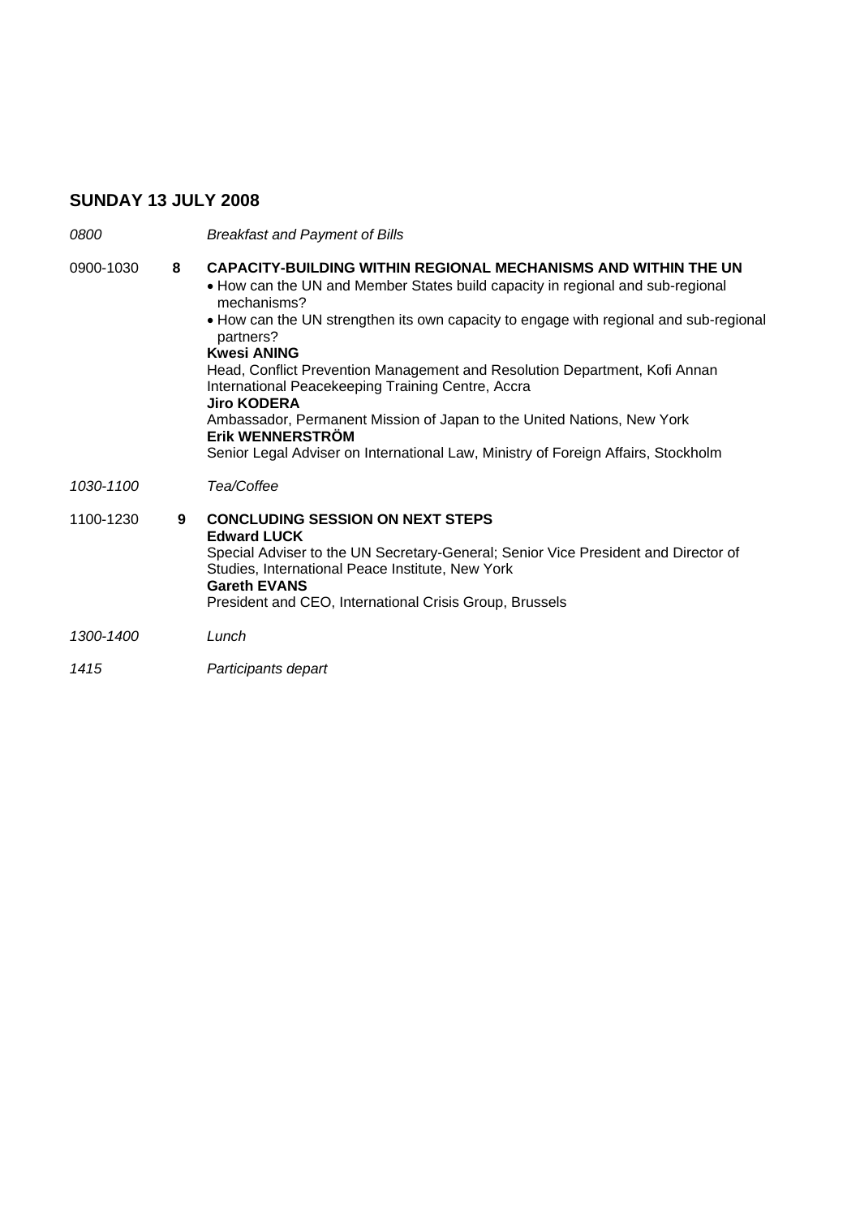## SUNDAY 13 JULY 2008

*0800* *Breakfast and Payment of Bills*

0900-1030 **8** **CAPACITY-BUILDING WITHIN REGIONAL MECHANISMS AND WITHIN THE UN**

- How can the UN and Member States build capacity in regional and sub-regional mechanisms?
- How can the UN strengthen its own capacity to engage with regional and sub-regional partners?

**Kwesi ANING**
Head, Conflict Prevention Management and Resolution Department, Kofi Annan International Peacekeeping Training Centre, Accra
**Jiro KODERA**
Ambassador, Permanent Mission of Japan to the United Nations, New York
**Erik WENNERSTRÖM**
Senior Legal Adviser on International Law, Ministry of Foreign Affairs, Stockholm

*1030-1100* *Tea/Coffee*

1100-1230 **9** **CONCLUDING SESSION ON NEXT STEPS**
**Edward LUCK**
Special Adviser to the UN Secretary-General; Senior Vice President and Director of Studies, International Peace Institute, New York
**Gareth EVANS**
President and CEO, International Crisis Group, Brussels

*1300-1400* *Lunch*

*1415* *Participants depart*